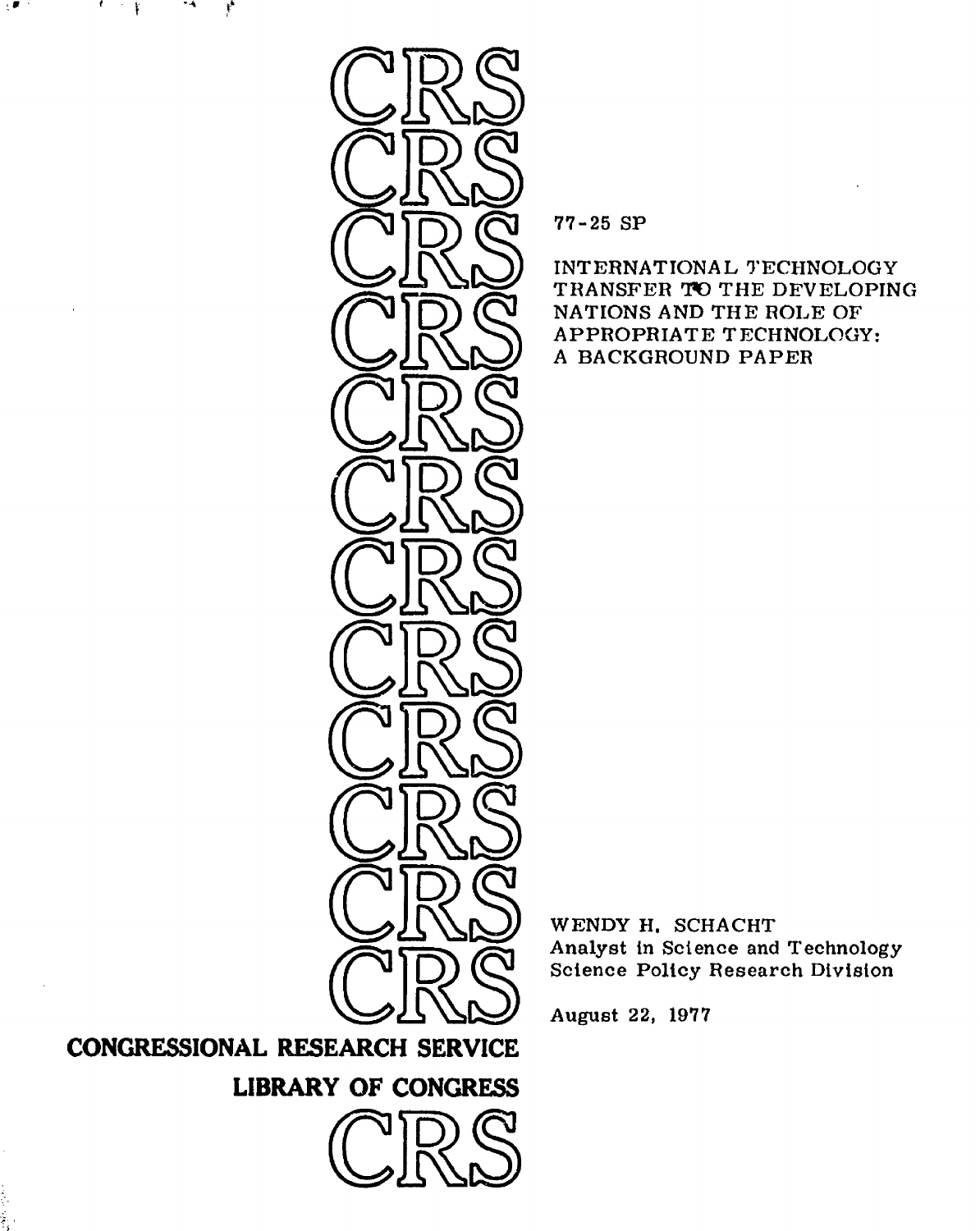77-25 SP

# INTERNATIONAL TECHNOLOGY TRANSFER TO THE DEVELOPING NATIONS AND THE ROLE OF APPROPRIATE TECHNOLOGY: A BACKGROUND PAPER

WENDY H. SCHACHT
Analyst in Science and Technology
Science Policy Research Division

August 22, 1977

**CONGRESSIONAL RESEARCH SERVICE**

**LIBRARY OF CONGRESS**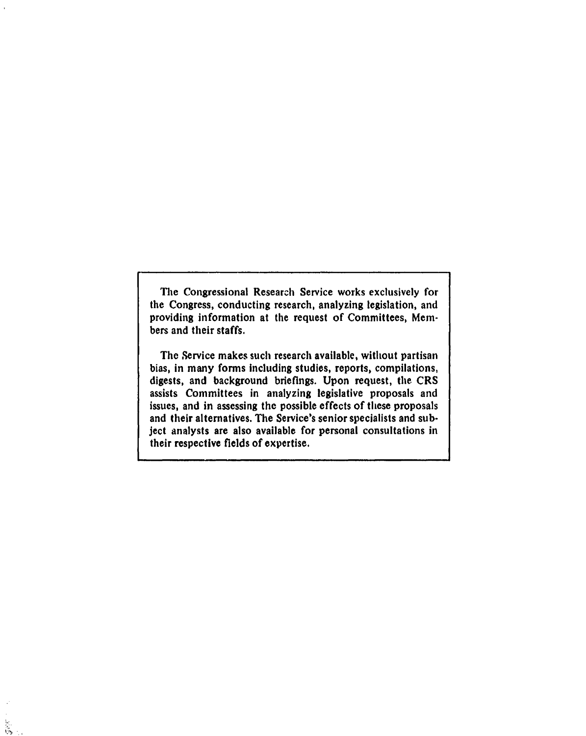The Congressional Research Service works exclusively for the Congress, conducting research, analyzing legislation, and providing information at the request of Committees, Members and their staffs.

The Service makes such research available, without partisan bias, in many forms including studies, reports, compilations, digests, and background briefings. Upon request, the CRS assists Committees in analyzing legislative proposals and issues, and in assessing the possible effects of these proposals and their alternatives. The Service's senior specialists and subject analysts are also available for personal consultations in their respective fields of expertise.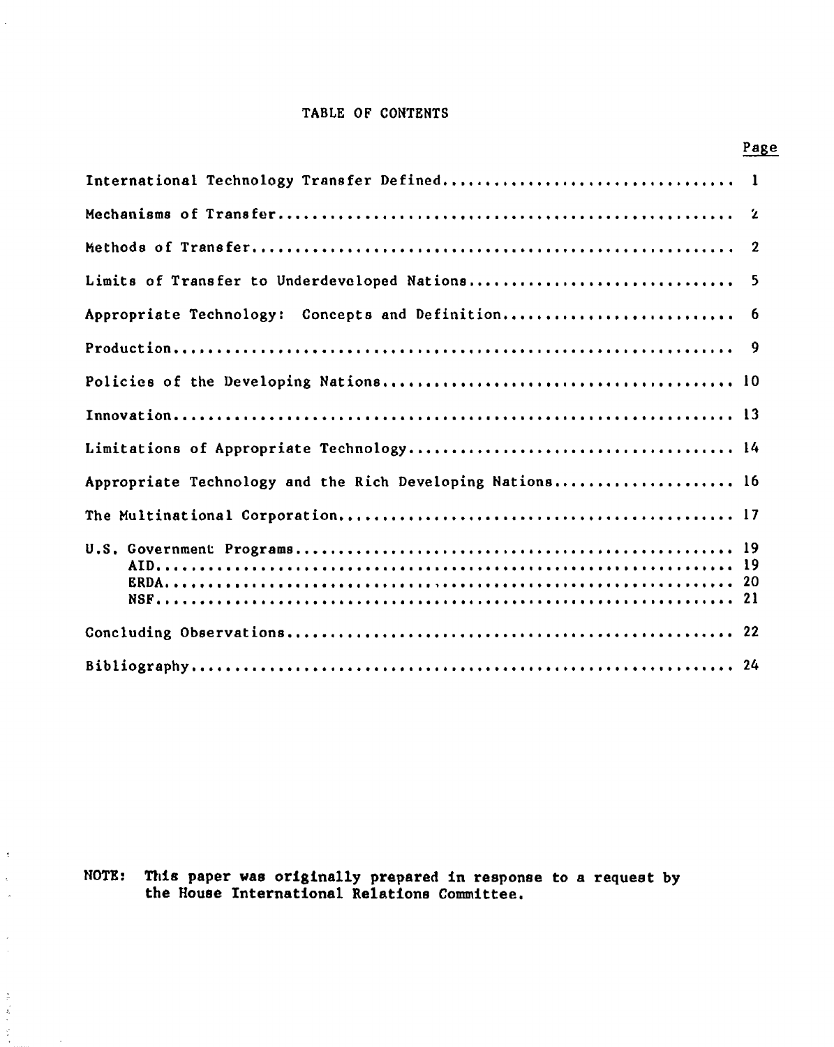# TABLE OF CONTENTS

| | Page |
|---|---|
| International Technology Transfer Defined | 1 |
| Mechanisms of Transfer | 2 |
| Methods of Transfer | 2 |
| Limits of Transfer to Underdeveloped Nations | 5 |
| Appropriate Technology: Concepts and Definition | 6 |
| Production | 9 |
| Policies of the Developing Nations | 10 |
| Innovation | 13 |
| Limitations of Appropriate Technology | 14 |
| Appropriate Technology and the Rich Developing Nations | 16 |
| The Multinational Corporation | 17 |
| U.S. Government Programs | 19 |
| AID | 19 |
| ERDA | 20 |
| NSF | 21 |
| Concluding Observations | 22 |
| Bibliography | 24 |

**NOTE: This paper was originally prepared in response to a request by the House International Relations Committee.**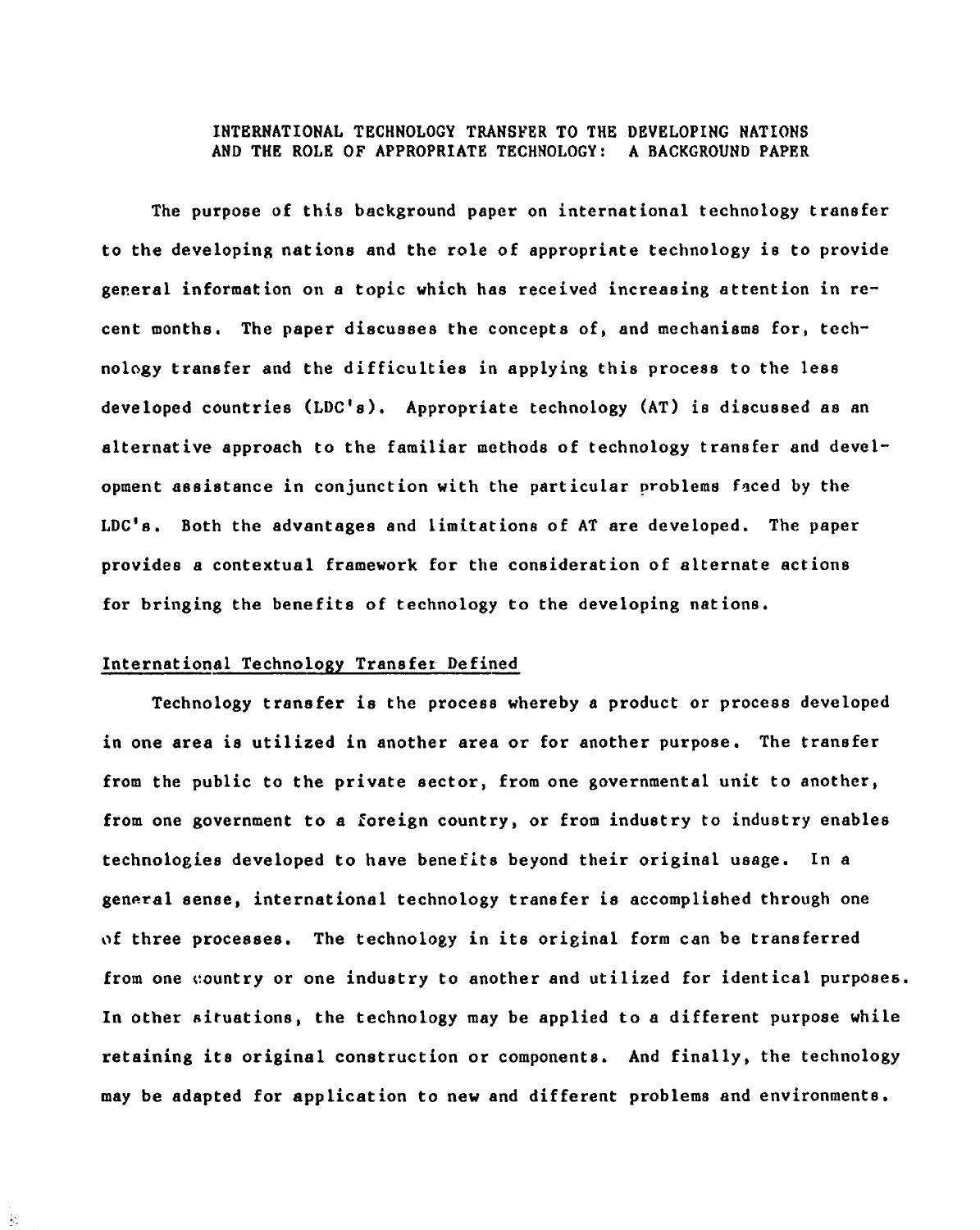# INTERNATIONAL TECHNOLOGY TRANSFER TO THE DEVELOPING NATIONS AND THE ROLE OF APPROPRIATE TECHNOLOGY: A BACKGROUND PAPER

The purpose of this background paper on international technology transfer to the developing nations and the role of appropriate technology is to provide general information on a topic which has received increasing attention in recent months. The paper discusses the concepts of, and mechanisms for, technology transfer and the difficulties in applying this process to the less developed countries (LDC's). Appropriate technology (AT) is discussed as an alternative approach to the familiar methods of technology transfer and development assistance in conjunction with the particular problems faced by the LDC's. Both the advantages and limitations of AT are developed. The paper provides a contextual framework for the consideration of alternate actions for bringing the benefits of technology to the developing nations.

## International Technology Transfer Defined

Technology transfer is the process whereby a product or process developed in one area is utilized in another area or for another purpose. The transfer from the public to the private sector, from one governmental unit to another, from one government to a foreign country, or from industry to industry enables technologies developed to have benefits beyond their original usage. In a general sense, international technology transfer is accomplished through one of three processes. The technology in its original form can be transferred from one country or one industry to another and utilized for identical purposes. In other situations, the technology may be applied to a different purpose while retaining its original construction or components. And finally, the technology may be adapted for application to new and different problems and environments.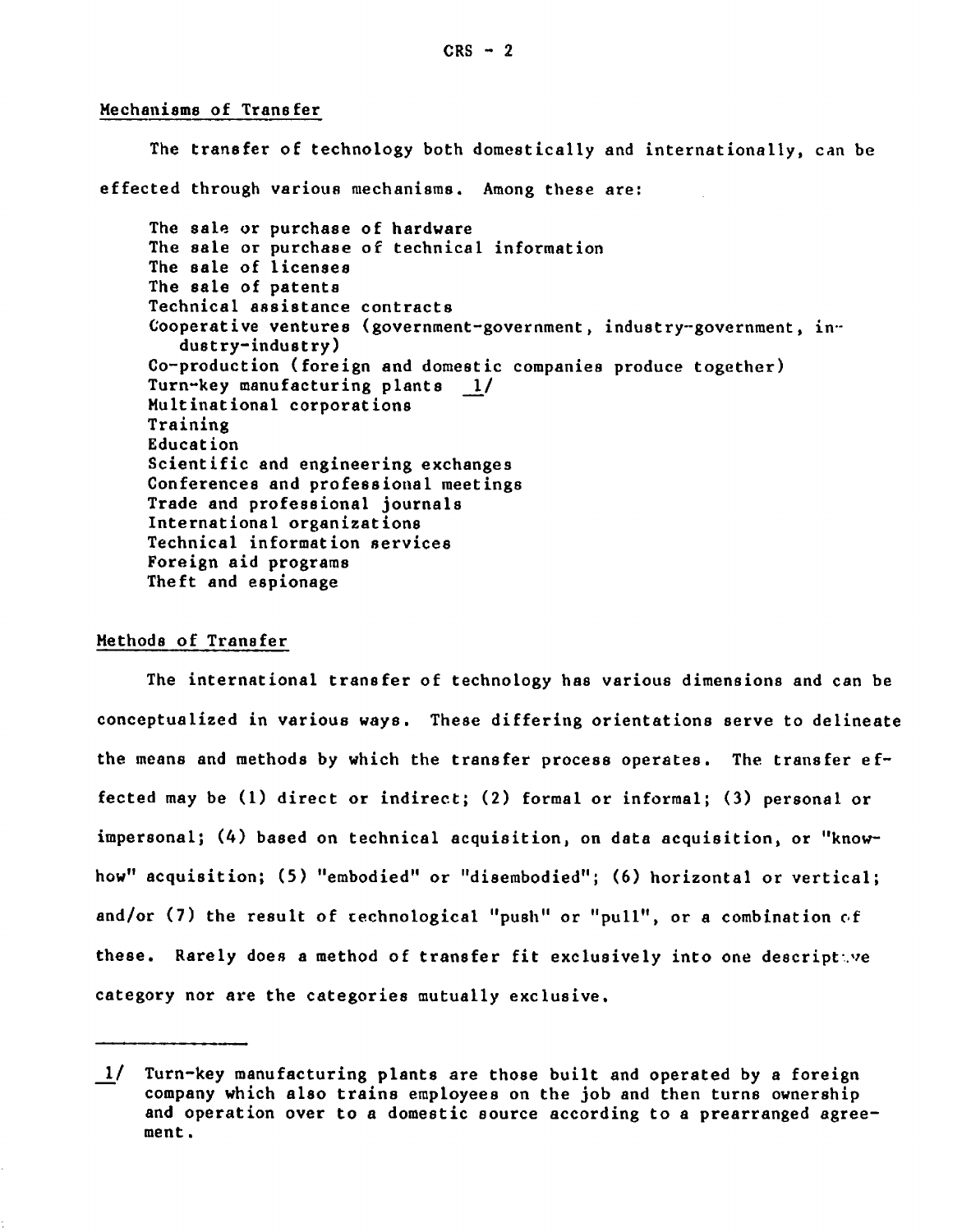## Mechanisms of Transfer

The transfer of technology both domestically and internationally, can be effected through various mechanisms. Among these are:

- The sale or purchase of hardware
- The sale or purchase of technical information
- The sale of licenses
- The sale of patents
- Technical assistance contracts
- Cooperative ventures (government-government, industry-government, industry-industry)
- Co-production (foreign and domestic companies produce together)
- Turn-key manufacturing plants 1/
- Multinational corporations
- Training
- Education
- Scientific and engineering exchanges
- Conferences and professional meetings
- Trade and professional journals
- International organizations
- Technical information services
- Foreign aid programs
- Theft and espionage

## Methods of Transfer

The international transfer of technology has various dimensions and can be conceptualized in various ways. These differing orientations serve to delineate the means and methods by which the transfer process operates. The transfer effected may be (1) direct or indirect; (2) formal or informal; (3) personal or impersonal; (4) based on technical acquisition, on data acquisition, or "know-how" acquisition; (5) "embodied" or "disembodied"; (6) horizontal or vertical; and/or (7) the result of technological "push" or "pull", or a combination of these. Rarely does a method of transfer fit exclusively into one descriptive category nor are the categories mutually exclusive.

---

1/ Turn-key manufacturing plants are those built and operated by a foreign company which also trains employees on the job and then turns ownership and operation over to a domestic source according to a prearranged agreement.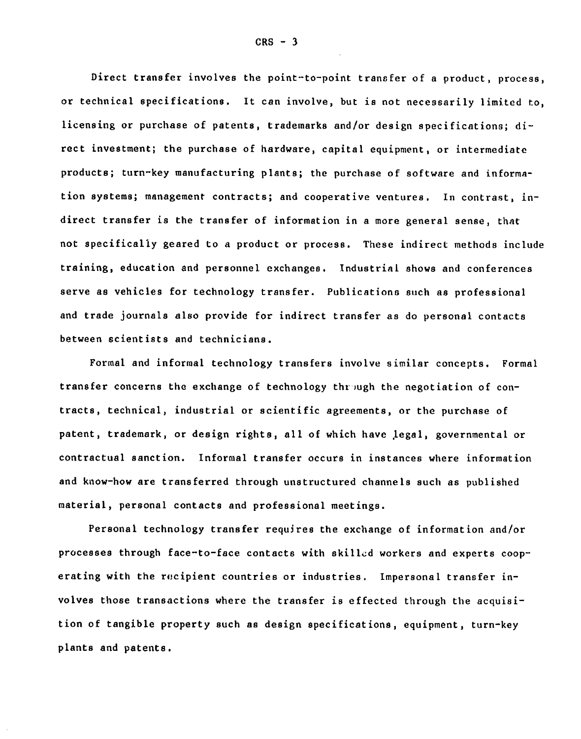Direct transfer involves the point-to-point transfer of a product, process, or technical specifications. It can involve, but is not necessarily limited to, licensing or purchase of patents, trademarks and/or design specifications; direct investment; the purchase of hardware, capital equipment, or intermediate products; turn-key manufacturing plants; the purchase of software and information systems; management contracts; and cooperative ventures. In contrast, indirect transfer is the transfer of information in a more general sense, that not specifically geared to a product or process. These indirect methods include training, education and personnel exchanges. Industrial shows and conferences serve as vehicles for technology transfer. Publications such as professional and trade journals also provide for indirect transfer as do personal contacts between scientists and technicians.

Formal and informal technology transfers involve similar concepts. Formal transfer concerns the exchange of technology through the negotiation of contracts, technical, industrial or scientific agreements, or the purchase of patent, trademark, or design rights, all of which have legal, governmental or contractual sanction. Informal transfer occurs in instances where information and know-how are transferred through unstructured channels such as published material, personal contacts and professional meetings.

Personal technology transfer requires the exchange of information and/or processes through face-to-face contacts with skilled workers and experts cooperating with the recipient countries or industries. Impersonal transfer involves those transactions where the transfer is effected through the acquisition of tangible property such as design specifications, equipment, turn-key plants and patents.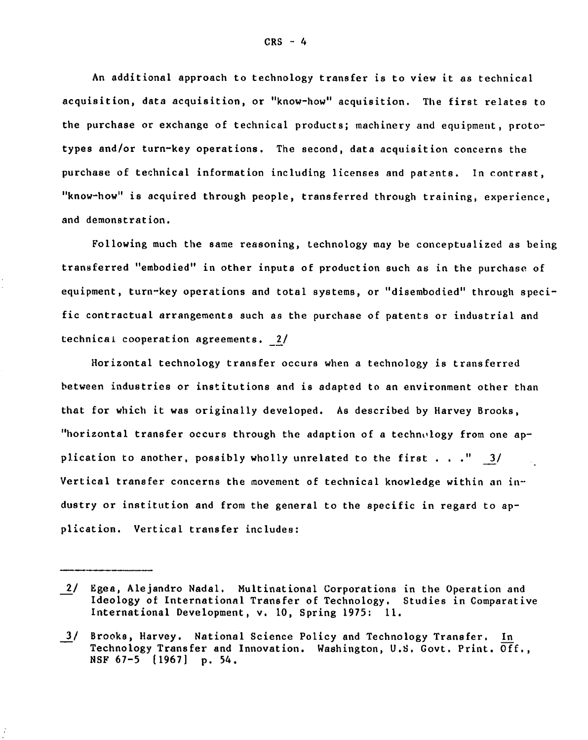An additional approach to technology transfer is to view it as technical acquisition, data acquisition, or "know-how" acquisition. The first relates to the purchase or exchange of technical products; machinery and equipment, prototypes and/or turn-key operations. The second, data acquisition concerns the purchase of technical information including licenses and patents. In contrast, "know-how" is acquired through people, transferred through training, experience, and demonstration.

Following much the same reasoning, technology may be conceptualized as being transferred "embodied" in other inputs of production such as in the purchase of equipment, turn-key operations and total systems, or "disembodied" through specific contractual arrangements such as the purchase of patents or industrial and technical cooperation agreements. 2/

Horizontal technology transfer occurs when a technology is transferred between industries or institutions and is adapted to an environment other than that for which it was originally developed. As described by Harvey Brooks, "horizontal transfer occurs through the adaption of a technology from one application to another, possibly wholly unrelated to the first . . ." 3/ Vertical transfer concerns the movement of technical knowledge within an industry or institution and from the general to the specific in regard to application. Vertical transfer includes:

---

2/ Egea, Alejandro Nadal. Multinational Corporations in the Operation and Ideology of International Transfer of Technology. Studies in Comparative International Development, v. 10, Spring 1975: 11.

3/ Brooks, Harvey. National Science Policy and Technology Transfer. In Technology Transfer and Innovation. Washington, U.S. Govt. Print. Off., NSF 67-5 [1967] p. 54.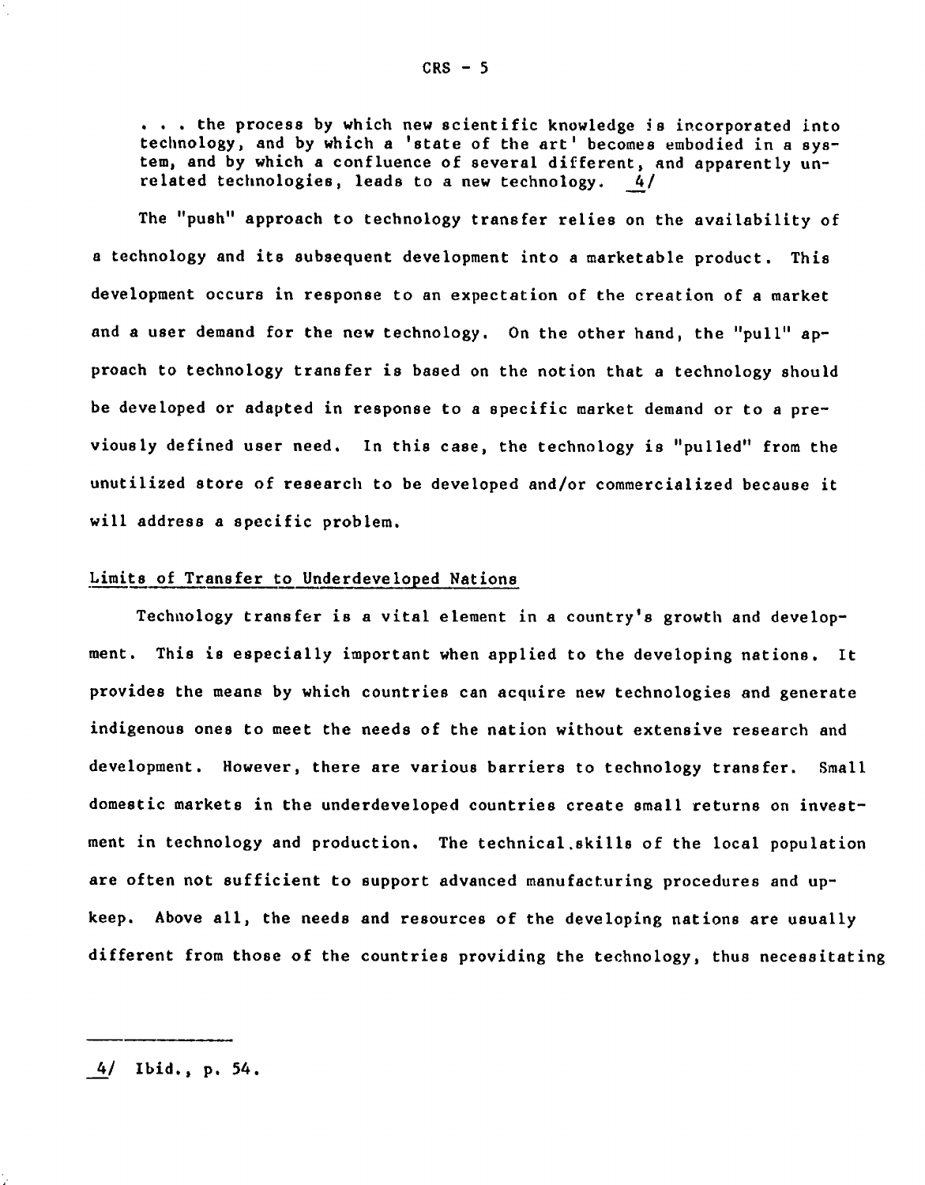> . . . the process by which new scientific knowledge is incorporated into technology, and by which a 'state of the art' becomes embodied in a system, and by which a confluence of several different, and apparently unrelated technologies, leads to a new technology. 4/

The "push" approach to technology transfer relies on the availability of a technology and its subsequent development into a marketable product. This development occurs in response to an expectation of the creation of a market and a user demand for the new technology. On the other hand, the "pull" approach to technology transfer is based on the notion that a technology should be developed or adapted in response to a specific market demand or to a previously defined user need. In this case, the technology is "pulled" from the unutilized store of research to be developed and/or commercialized because it will address a specific problem.

## Limits of Transfer to Underdeveloped Nations

Technology transfer is a vital element in a country's growth and development. This is especially important when applied to the developing nations. It provides the means by which countries can acquire new technologies and generate indigenous ones to meet the needs of the nation without extensive research and development. However, there are various barriers to technology transfer. Small domestic markets in the underdeveloped countries create small returns on investment in technology and production. The technical skills of the local population are often not sufficient to support advanced manufacturing procedures and upkeep. Above all, the needs and resources of the developing nations are usually different from those of the countries providing the technology, thus necessitating

---

4/ Ibid., p. 54.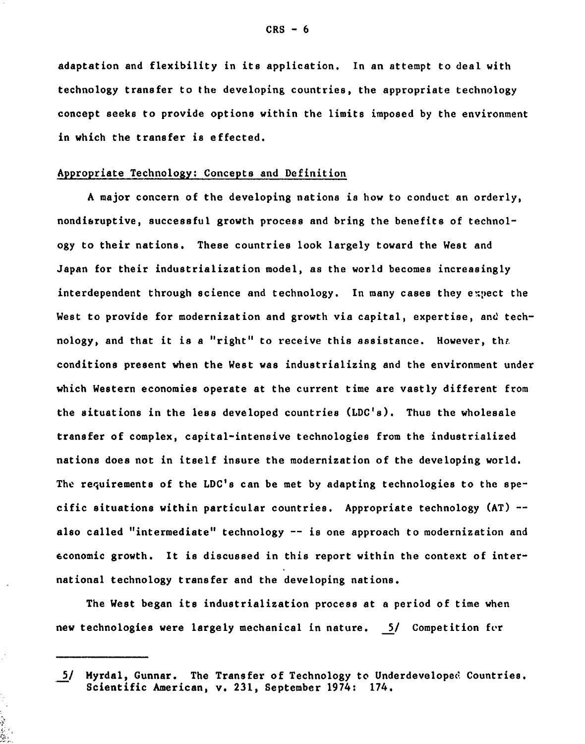adaptation and flexibility in its application. In an attempt to deal with technology transfer to the developing countries, the appropriate technology concept seeks to provide options within the limits imposed by the environment in which the transfer is effected.

## Appropriate Technology: Concepts and Definition

A major concern of the developing nations is how to conduct an orderly, nondisruptive, successful growth process and bring the benefits of technology to their nations. These countries look largely toward the West and Japan for their industrialization model, as the world becomes increasingly interdependent through science and technology. In many cases they expect the West to provide for modernization and growth via capital, expertise, and technology, and that it is a "right" to receive this assistance. However, the conditions present when the West was industrializing and the environment under which Western economies operate at the current time are vastly different from the situations in the less developed countries (LDC's). Thus the wholesale transfer of complex, capital-intensive technologies from the industrialized nations does not in itself insure the modernization of the developing world. The requirements of the LDC's can be met by adapting technologies to the specific situations within particular countries. Appropriate technology (AT) -- also called "intermediate" technology -- is one approach to modernization and economic growth. It is discussed in this report within the context of international technology transfer and the developing nations.

The West began its industrialization process at a period of time when new technologies were largely mechanical in nature. 5/ Competition for

---

5/ Myrdal, Gunnar. The Transfer of Technology to Underdeveloped Countries. Scientific American, v. 231, September 1974: 174.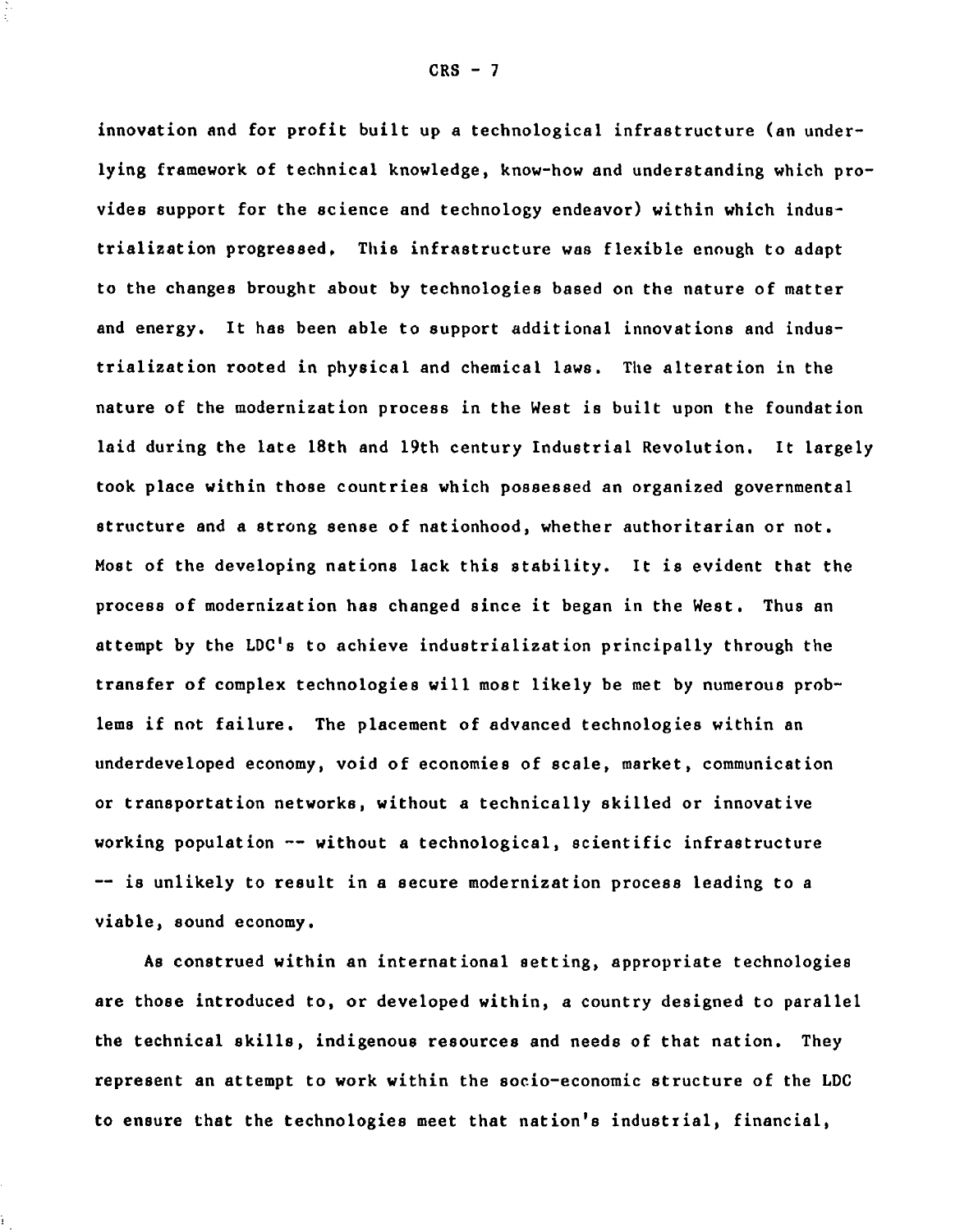innovation and for profit built up a technological infrastructure (an underlying framework of technical knowledge, know-how and understanding which provides support for the science and technology endeavor) within which industrialization progressed. This infrastructure was flexible enough to adapt to the changes brought about by technologies based on the nature of matter and energy. It has been able to support additional innovations and industrialization rooted in physical and chemical laws. The alteration in the nature of the modernization process in the West is built upon the foundation laid during the late 18th and 19th century Industrial Revolution. It largely took place within those countries which possessed an organized governmental structure and a strong sense of nationhood, whether authoritarian or not. Most of the developing nations lack this stability. It is evident that the process of modernization has changed since it began in the West. Thus an attempt by the LDC's to achieve industrialization principally through the transfer of complex technologies will most likely be met by numerous problems if not failure. The placement of advanced technologies within an underdeveloped economy, void of economies of scale, market, communication or transportation networks, without a technically skilled or innovative working population -- without a technological, scientific infrastructure -- is unlikely to result in a secure modernization process leading to a viable, sound economy.

As construed within an international setting, appropriate technologies are those introduced to, or developed within, a country designed to parallel the technical skills, indigenous resources and needs of that nation. They represent an attempt to work within the socio-economic structure of the LDC to ensure that the technologies meet that nation's industrial, financial,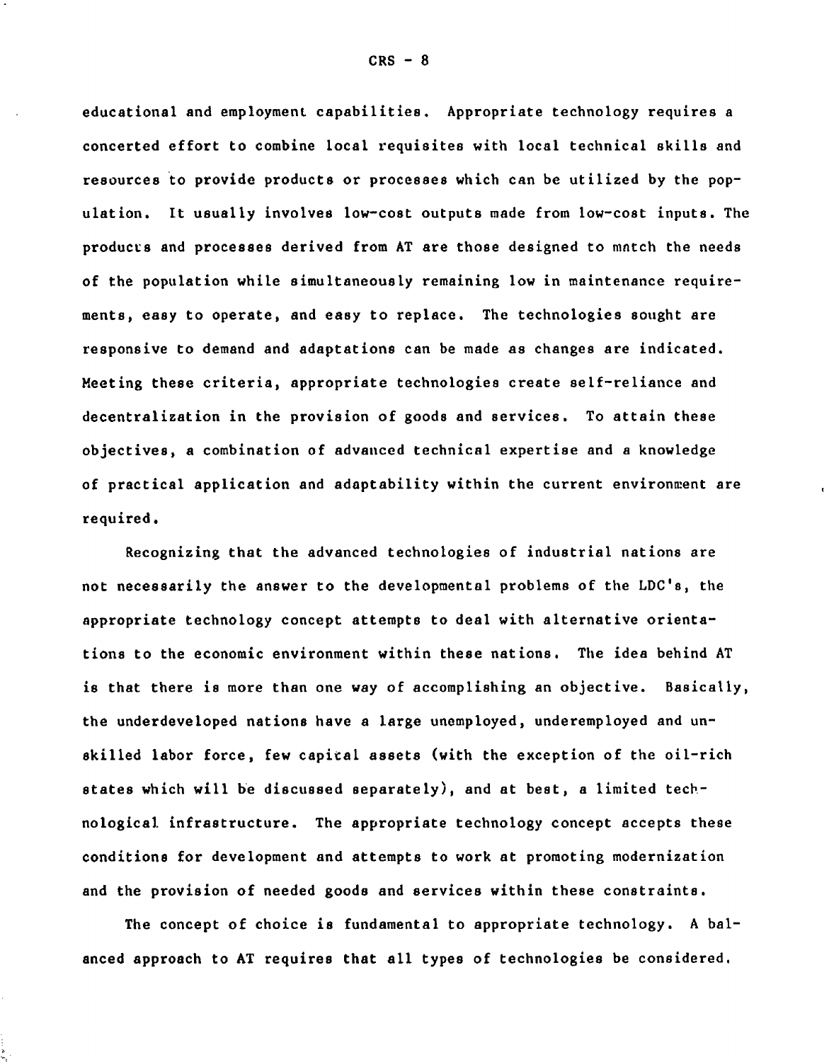educational and employment capabilities. Appropriate technology requires a concerted effort to combine local requisites with local technical skills and resources to provide products or processes which can be utilized by the population. It usually involves low-cost outputs made from low-cost inputs. The products and processes derived from AT are those designed to match the needs of the population while simultaneously remaining low in maintenance requirements, easy to operate, and easy to replace. The technologies sought are responsive to demand and adaptations can be made as changes are indicated. Meeting these criteria, appropriate technologies create self-reliance and decentralization in the provision of goods and services. To attain these objectives, a combination of advanced technical expertise and a knowledge of practical application and adaptability within the current environment are required.

Recognizing that the advanced technologies of industrial nations are not necessarily the answer to the developmental problems of the LDC's, the appropriate technology concept attempts to deal with alternative orientations to the economic environment within these nations. The idea behind AT is that there is more than one way of accomplishing an objective. Basically, the underdeveloped nations have a large unemployed, underemployed and unskilled labor force, few capital assets (with the exception of the oil-rich states which will be discussed separately), and at best, a limited technological infrastructure. The appropriate technology concept accepts these conditions for development and attempts to work at promoting modernization and the provision of needed goods and services within these constraints.

The concept of choice is fundamental to appropriate technology. A balanced approach to AT requires that all types of technologies be considered.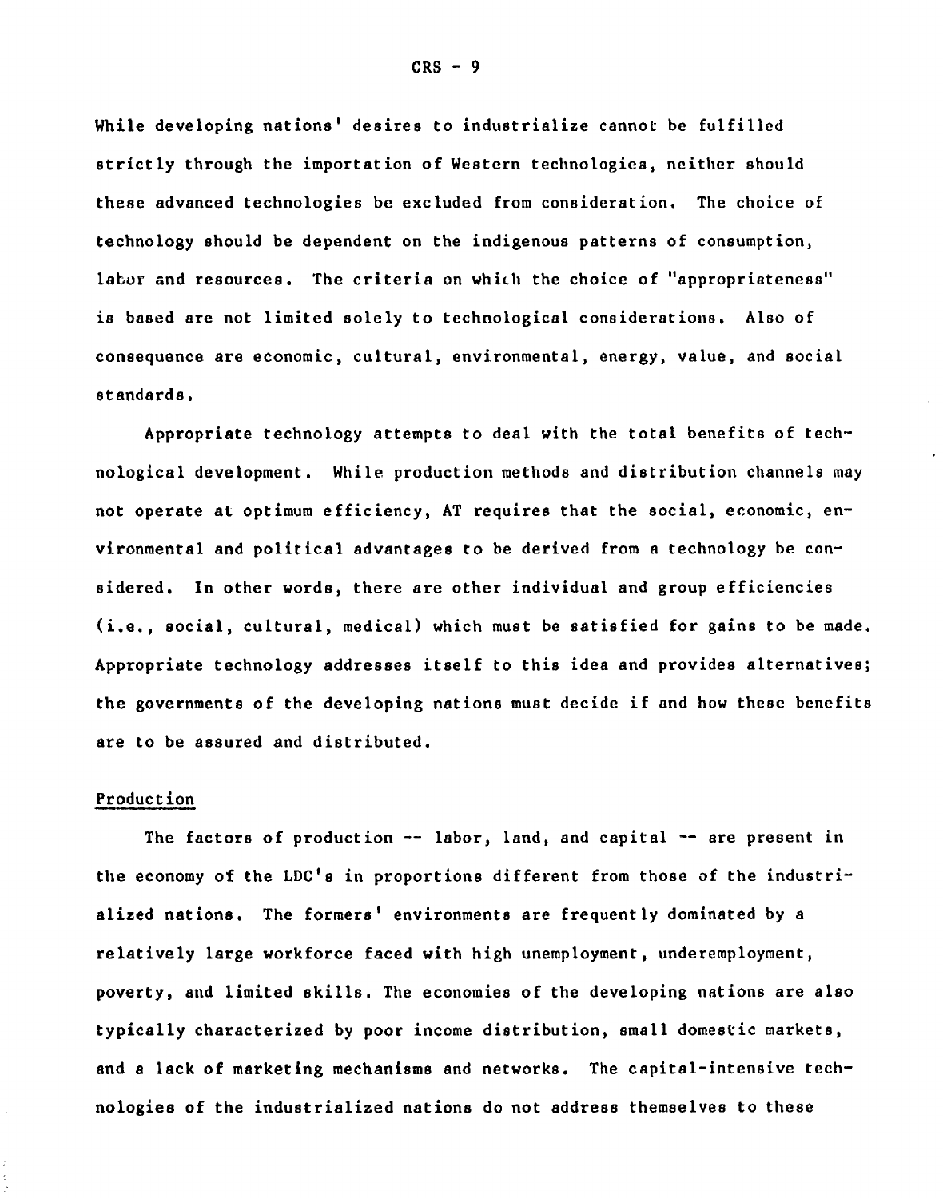While developing nations' desires to industrialize cannot be fulfilled strictly through the importation of Western technologies, neither should these advanced technologies be excluded from consideration. The choice of technology should be dependent on the indigenous patterns of consumption, labor and resources. The criteria on which the choice of "appropriateness" is based are not limited solely to technological considerations. Also of consequence are economic, cultural, environmental, energy, value, and social standards.

Appropriate technology attempts to deal with the total benefits of technological development. While production methods and distribution channels may not operate at optimum efficiency, AT requires that the social, economic, environmental and political advantages to be derived from a technology be considered. In other words, there are other individual and group efficiencies (i.e., social, cultural, medical) which must be satisfied for gains to be made. Appropriate technology addresses itself to this idea and provides alternatives; the governments of the developing nations must decide if and how these benefits are to be assured and distributed.

### Production

The factors of production -- labor, land, and capital -- are present in the economy of the LDC's in proportions different from those of the industrialized nations. The formers' environments are frequently dominated by a relatively large workforce faced with high unemployment, underemployment, poverty, and limited skills. The economies of the developing nations are also typically characterized by poor income distribution, small domestic markets, and a lack of marketing mechanisms and networks. The capital-intensive technologies of the industrialized nations do not address themselves to these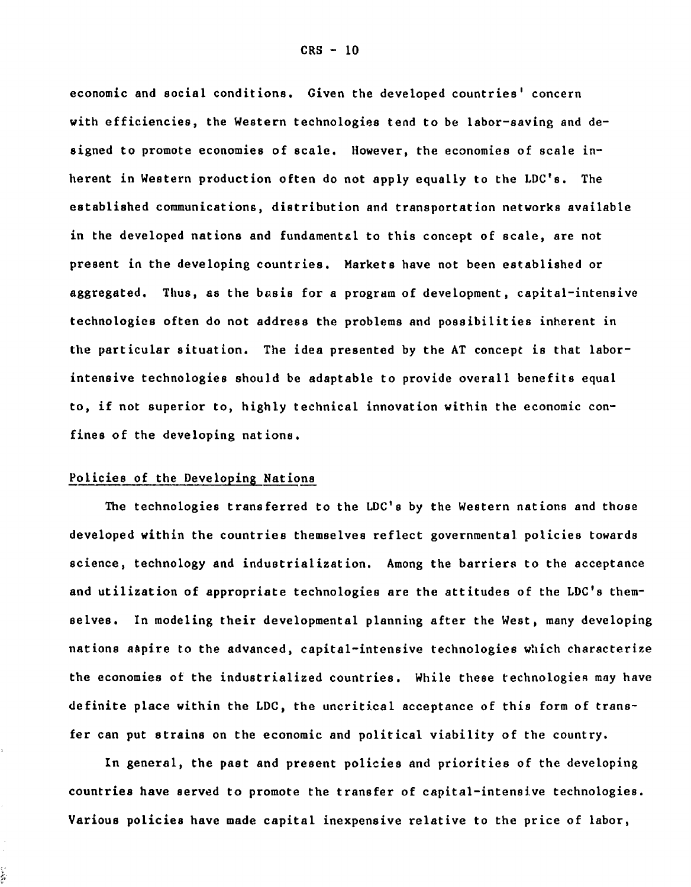economic and social conditions. Given the developed countries' concern with efficiencies, the Western technologies tend to be labor-saving and designed to promote economies of scale. However, the economies of scale inherent in Western production often do not apply equally to the LDC's. The established communications, distribution and transportation networks available in the developed nations and fundamental to this concept of scale, are not present in the developing countries. Markets have not been established or aggregated. Thus, as the basis for a program of development, capital-intensive technologies often do not address the problems and possibilities inherent in the particular situation. The idea presented by the AT concept is that labor-intensive technologies should be adaptable to provide overall benefits equal to, if not superior to, highly technical innovation within the economic confines of the developing nations.

## Policies of the Developing Nations

The technologies transferred to the LDC's by the Western nations and those developed within the countries themselves reflect governmental policies towards science, technology and industrialization. Among the barriers to the acceptance and utilization of appropriate technologies are the attitudes of the LDC's themselves. In modeling their developmental planning after the West, many developing nations aspire to the advanced, capital-intensive technologies which characterize the economies of the industrialized countries. While these technologies may have definite place within the LDC, the uncritical acceptance of this form of transfer can put strains on the economic and political viability of the country.

In general, the past and present policies and priorities of the developing countries have served to promote the transfer of capital-intensive technologies. Various policies have made capital inexpensive relative to the price of labor,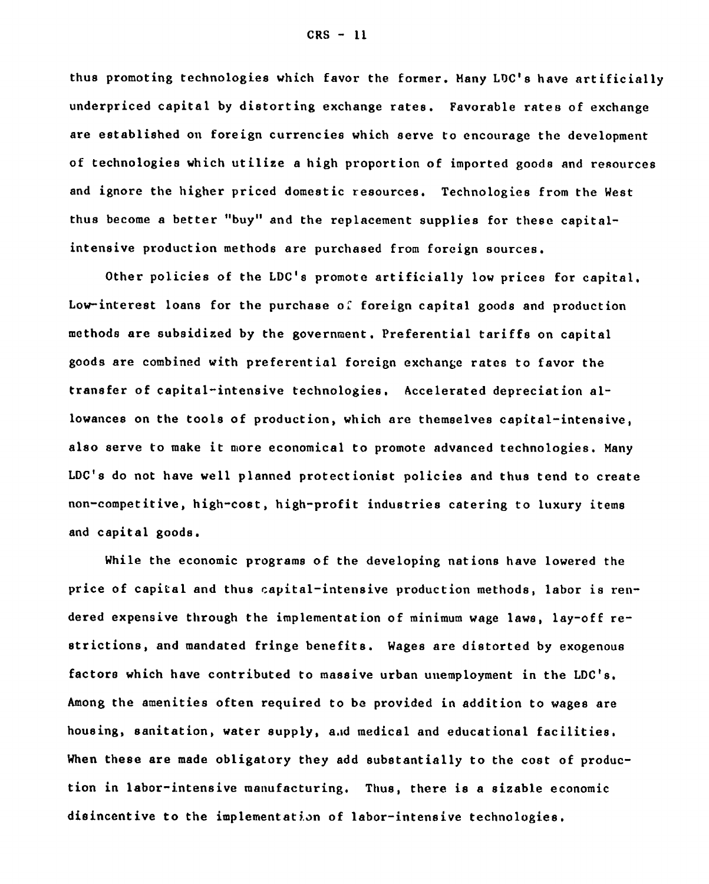thus promoting technologies which favor the former. Many LDC's have artificially underpriced capital by distorting exchange rates. Favorable rates of exchange are established on foreign currencies which serve to encourage the development of technologies which utilize a high proportion of imported goods and resources and ignore the higher priced domestic resources. Technologies from the West thus become a better "buy" and the replacement supplies for these capital-intensive production methods are purchased from foreign sources.

Other policies of the LDC's promote artificially low prices for capital. Low-interest loans for the purchase of foreign capital goods and production methods are subsidized by the government. Preferential tariffs on capital goods are combined with preferential foreign exchange rates to favor the transfer of capital-intensive technologies. Accelerated depreciation allowances on the tools of production, which are themselves capital-intensive, also serve to make it more economical to promote advanced technologies. Many LDC's do not have well planned protectionist policies and thus tend to create non-competitive, high-cost, high-profit industries catering to luxury items and capital goods.

While the economic programs of the developing nations have lowered the price of capital and thus capital-intensive production methods, labor is rendered expensive through the implementation of minimum wage laws, lay-off restrictions, and mandated fringe benefits. Wages are distorted by exogenous factors which have contributed to massive urban unemployment in the LDC's. Among the amenities often required to be provided in addition to wages are housing, sanitation, water supply, and medical and educational facilities. When these are made obligatory they add substantially to the cost of production in labor-intensive manufacturing. Thus, there is a sizable economic disincentive to the implementation of labor-intensive technologies.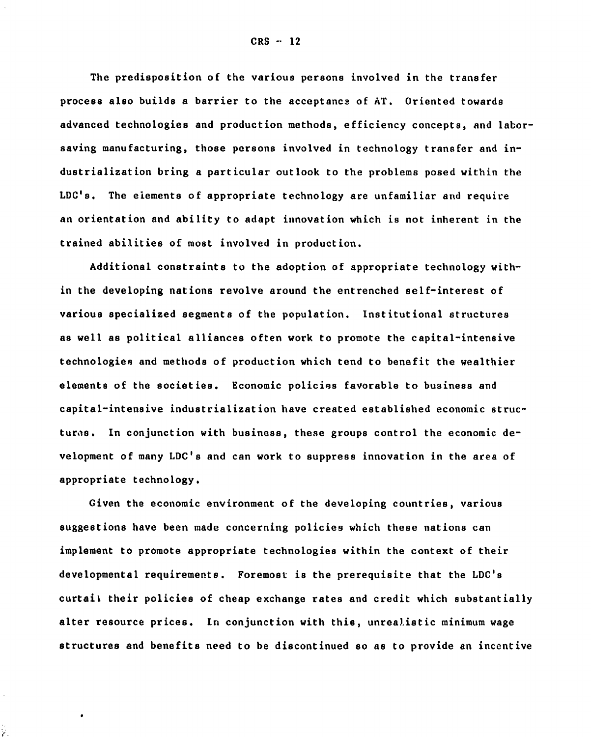The predisposition of the various persons involved in the transfer process also builds a barrier to the acceptance of AT. Oriented towards advanced technologies and production methods, efficiency concepts, and labor-saving manufacturing, those persons involved in technology transfer and industrialization bring a particular outlook to the problems posed within the LDC's. The elements of appropriate technology are unfamiliar and require an orientation and ability to adapt innovation which is not inherent in the trained abilities of most involved in production.

Additional constraints to the adoption of appropriate technology within the developing nations revolve around the entrenched self-interest of various specialized segments of the population. Institutional structures as well as political alliances often work to promote the capital-intensive technologies and methods of production which tend to benefit the wealthier elements of the societies. Economic policies favorable to business and capital-intensive industrialization have created established economic structures. In conjunction with business, these groups control the economic development of many LDC's and can work to suppress innovation in the area of appropriate technology.

Given the economic environment of the developing countries, various suggestions have been made concerning policies which these nations can implement to promote appropriate technologies within the context of their developmental requirements. Foremost is the prerequisite that the LDC's curtail their policies of cheap exchange rates and credit which substantially alter resource prices. In conjunction with this, unrealistic minimum wage structures and benefits need to be discontinued so as to provide an incentive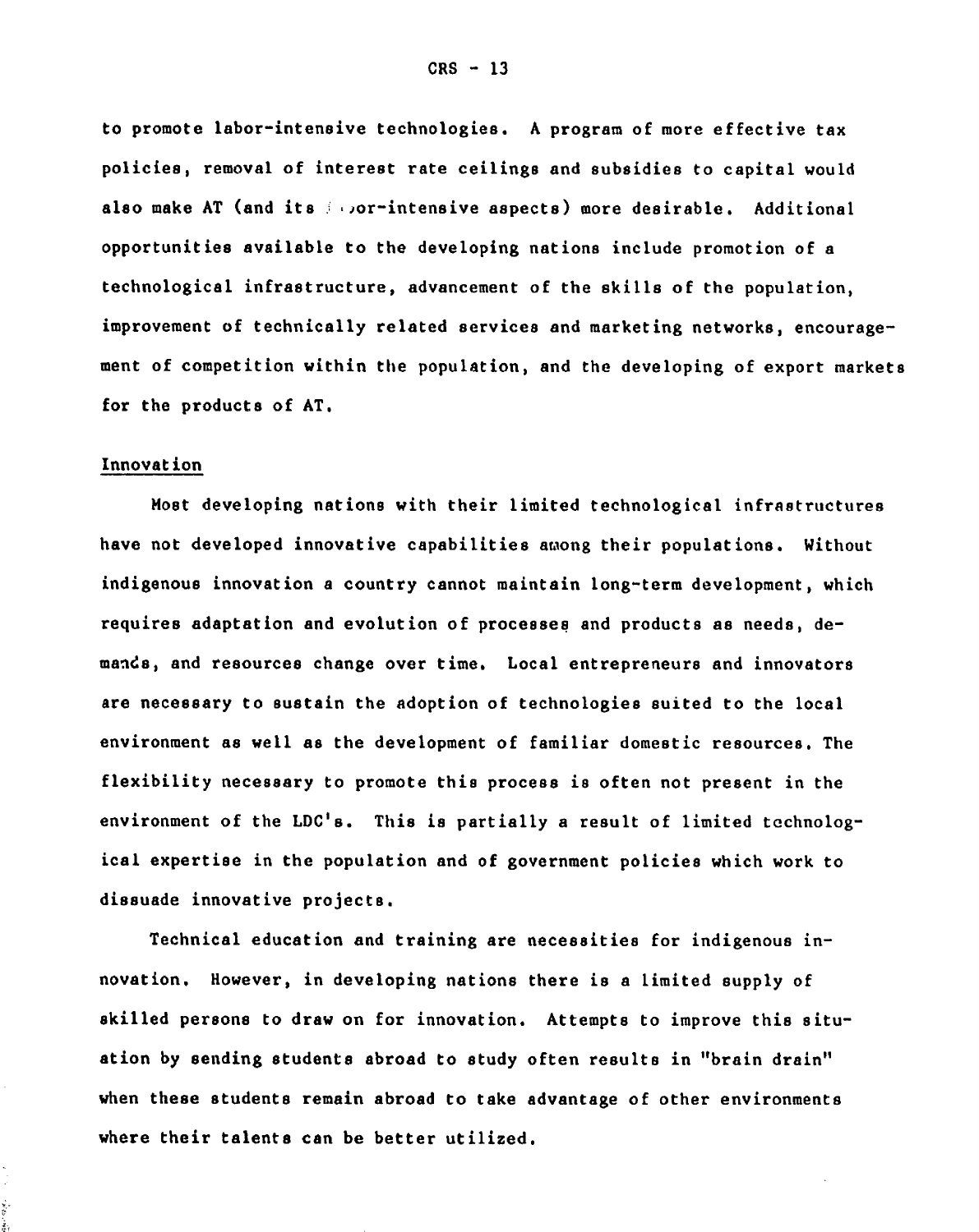to promote labor-intensive technologies. A program of more effective tax policies, removal of interest rate ceilings and subsidies to capital would also make AT (and its labor-intensive aspects) more desirable. Additional opportunities available to the developing nations include promotion of a technological infrastructure, advancement of the skills of the population, improvement of technically related services and marketing networks, encouragement of competition within the population, and the developing of export markets for the products of AT.

## Innovation

Most developing nations with their limited technological infrastructures have not developed innovative capabilities among their populations. Without indigenous innovation a country cannot maintain long-term development, which requires adaptation and evolution of processes and products as needs, demands, and resources change over time. Local entrepreneurs and innovators are necessary to sustain the adoption of technologies suited to the local environment as well as the development of familiar domestic resources. The flexibility necessary to promote this process is often not present in the environment of the LDC's. This is partially a result of limited technological expertise in the population and of government policies which work to dissuade innovative projects.

Technical education and training are necessities for indigenous innovation. However, in developing nations there is a limited supply of skilled persons to draw on for innovation. Attempts to improve this situation by sending students abroad to study often results in "brain drain" when these students remain abroad to take advantage of other environments where their talents can be better utilized.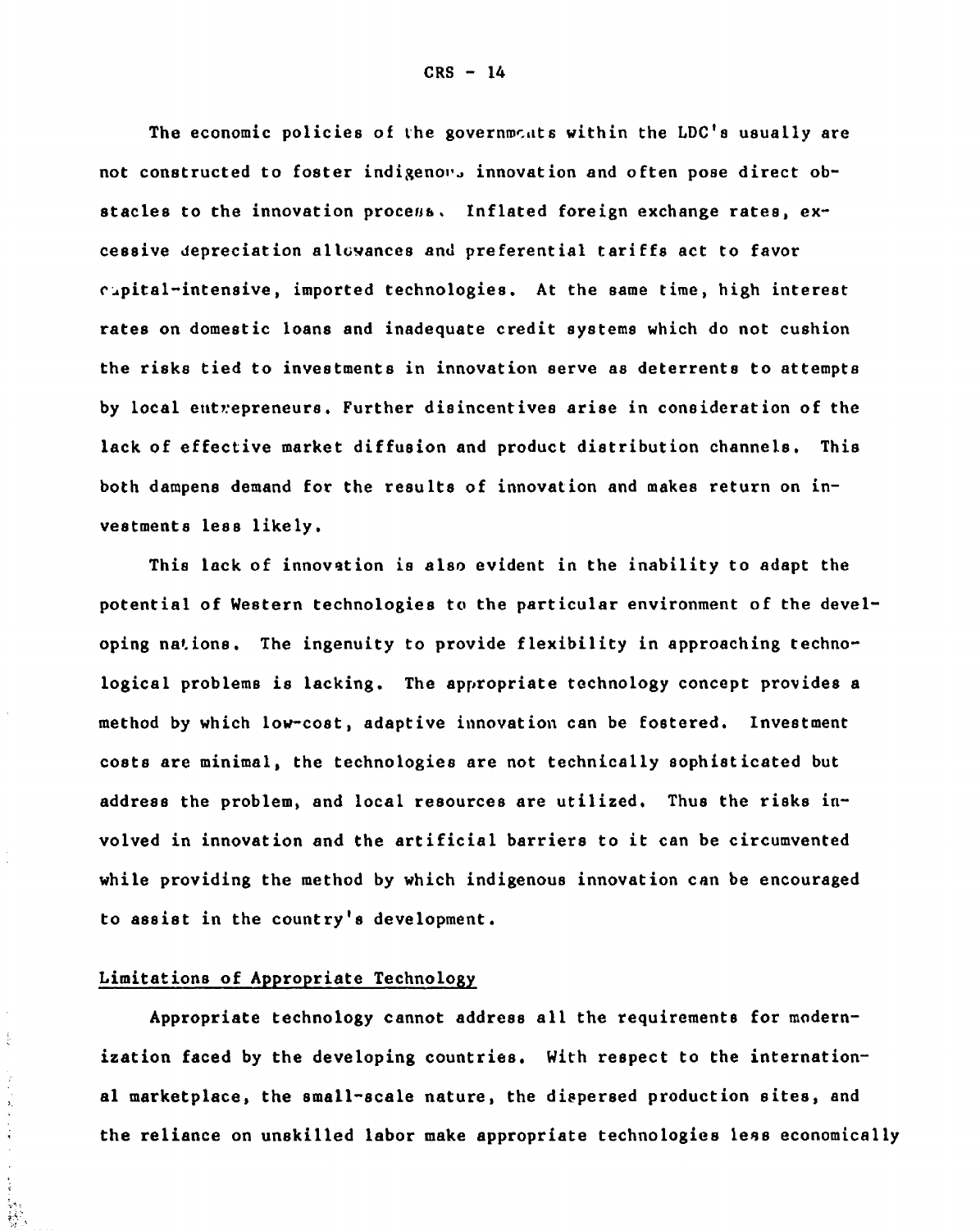The economic policies of the governments within the LDC's usually are not constructed to foster indigenous innovation and often pose direct obstacles to the innovation process. Inflated foreign exchange rates, excessive depreciation allowances and preferential tariffs act to favor capital-intensive, imported technologies. At the same time, high interest rates on domestic loans and inadequate credit systems which do not cushion the risks tied to investments in innovation serve as deterrents to attempts by local entrepreneurs. Further disincentives arise in consideration of the lack of effective market diffusion and product distribution channels. This both dampens demand for the results of innovation and makes return on investments less likely.

This lack of innovation is also evident in the inability to adapt the potential of Western technologies to the particular environment of the developing nations. The ingenuity to provide flexibility in approaching technological problems is lacking. The appropriate technology concept provides a method by which low-cost, adaptive innovation can be fostered. Investment costs are minimal, the technologies are not technically sophisticated but address the problem, and local resources are utilized. Thus the risks involved in innovation and the artificial barriers to it can be circumvented while providing the method by which indigenous innovation can be encouraged to assist in the country's development.

## Limitations of Appropriate Technology

Appropriate technology cannot address all the requirements for modernization faced by the developing countries. With respect to the international marketplace, the small-scale nature, the dispersed production sites, and the reliance on unskilled labor make appropriate technologies less economically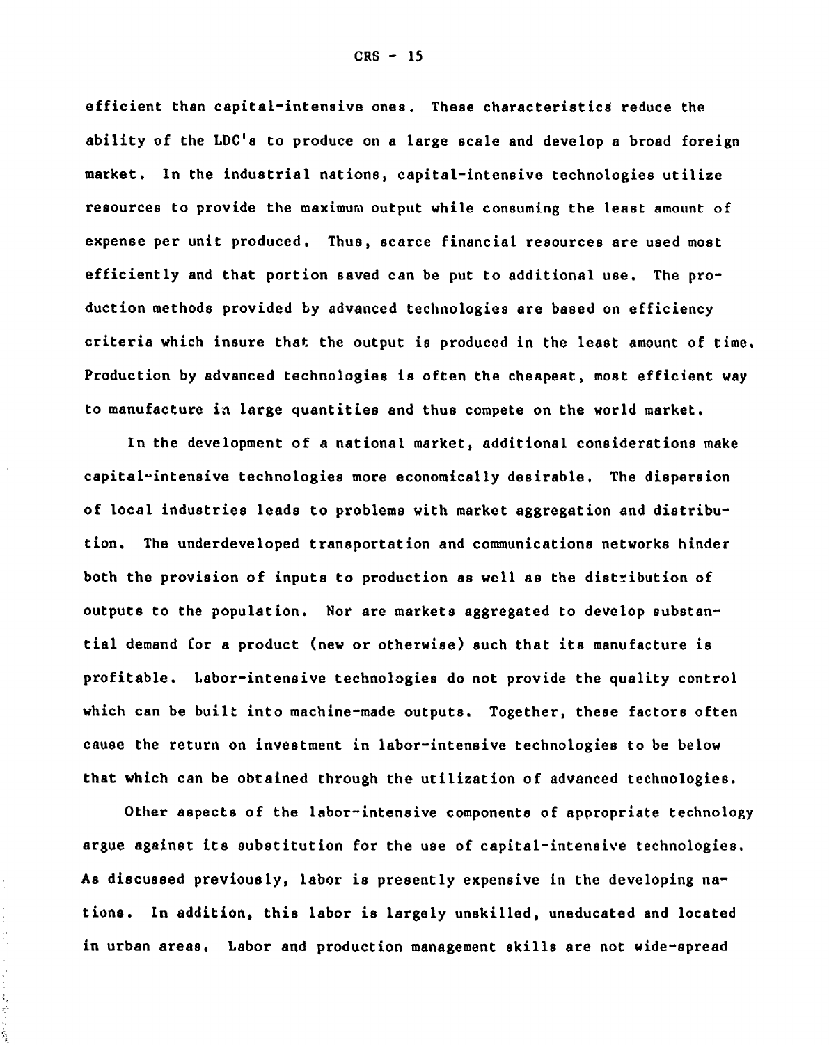efficient than capital-intensive ones. These characteristics reduce the ability of the LDC's to produce on a large scale and develop a broad foreign market. In the industrial nations, capital-intensive technologies utilize resources to provide the maximum output while consuming the least amount of expense per unit produced. Thus, scarce financial resources are used most efficiently and that portion saved can be put to additional use. The production methods provided by advanced technologies are based on efficiency criteria which insure that the output is produced in the least amount of time. Production by advanced technologies is often the cheapest, most efficient way to manufacture in large quantities and thus compete on the world market.

In the development of a national market, additional considerations make capital-intensive technologies more economically desirable. The dispersion of local industries leads to problems with market aggregation and distribution. The underdeveloped transportation and communications networks hinder both the provision of inputs to production as well as the distribution of outputs to the population. Nor are markets aggregated to develop substantial demand for a product (new or otherwise) such that its manufacture is profitable. Labor-intensive technologies do not provide the quality control which can be built into machine-made outputs. Together, these factors often cause the return on investment in labor-intensive technologies to be below that which can be obtained through the utilization of advanced technologies.

Other aspects of the labor-intensive components of appropriate technology argue against its substitution for the use of capital-intensive technologies. As discussed previously, labor is presently expensive in the developing nations. In addition, this labor is largely unskilled, uneducated and located in urban areas. Labor and production management skills are not wide-spread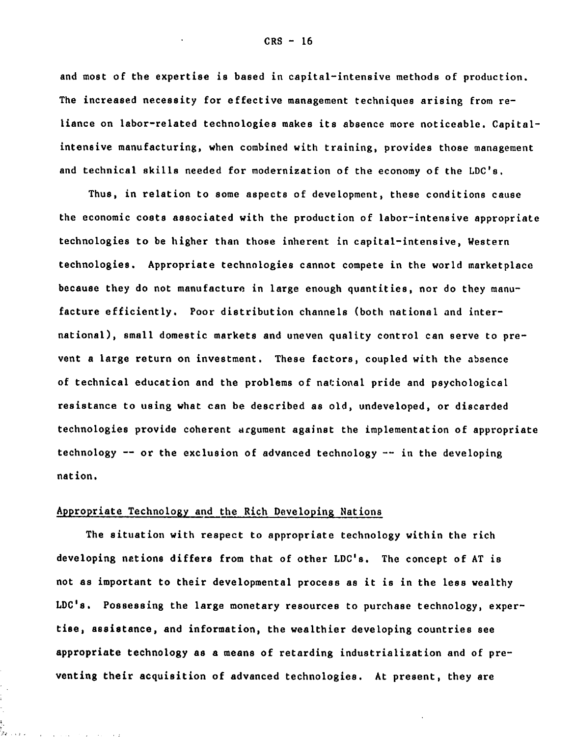and most of the expertise is based in capital-intensive methods of production. The increased necessity for effective management techniques arising from reliance on labor-related technologies makes its absence more noticeable. Capital-intensive manufacturing, when combined with training, provides those management and technical skills needed for modernization of the economy of the LDC's.

Thus, in relation to some aspects of development, these conditions cause the economic costs associated with the production of labor-intensive appropriate technologies to be higher than those inherent in capital-intensive, Western technologies. Appropriate technologies cannot compete in the world marketplace because they do not manufacture in large enough quantities, nor do they manufacture efficiently. Poor distribution channels (both national and international), small domestic markets and uneven quality control can serve to prevent a large return on investment. These factors, coupled with the absence of technical education and the problems of national pride and psychological resistance to using what can be described as old, undeveloped, or discarded technologies provide coherent argument against the implementation of appropriate technology -- or the exclusion of advanced technology -- in the developing nation.

## Appropriate Technology and the Rich Developing Nations

The situation with respect to appropriate technology within the rich developing nations differs from that of other LDC's. The concept of AT is not as important to their developmental process as it is in the less wealthy LDC's. Possessing the large monetary resources to purchase technology, expertise, assistance, and information, the wealthier developing countries see appropriate technology as a means of retarding industrialization and of preventing their acquisition of advanced technologies. At present, they are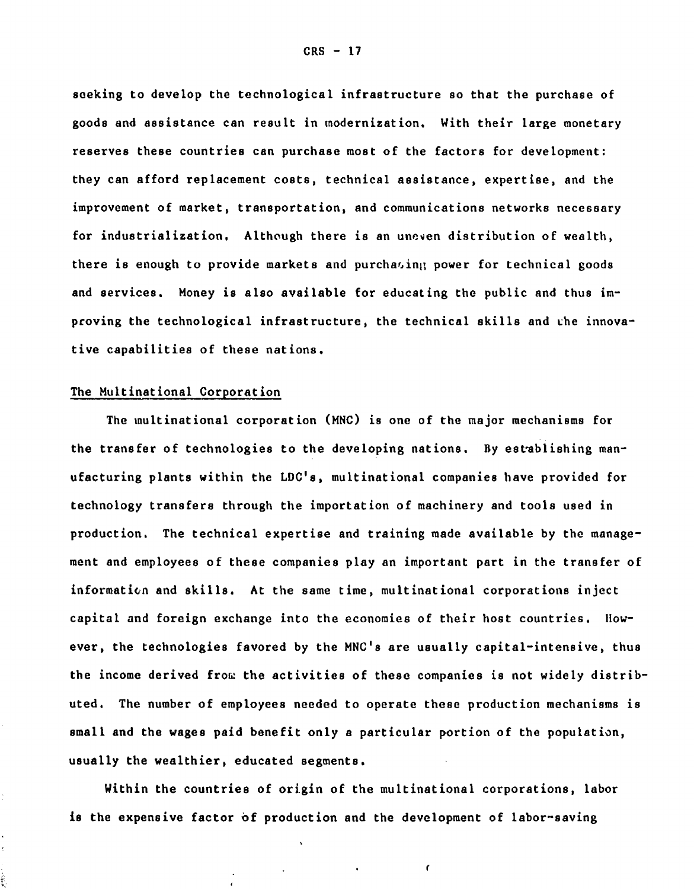seeking to develop the technological infrastructure so that the purchase of goods and assistance can result in modernization. With their large monetary reserves these countries can purchase most of the factors for development: they can afford replacement costs, technical assistance, expertise, and the improvement of market, transportation, and communications networks necessary for industrialization. Although there is an uneven distribution of wealth, there is enough to provide markets and purchasing power for technical goods and services. Money is also available for educating the public and thus improving the technological infrastructure, the technical skills and the innovative capabilities of these nations.

## The Multinational Corporation

The multinational corporation (MNC) is one of the major mechanisms for the transfer of technologies to the developing nations. By establishing manufacturing plants within the LDC's, multinational companies have provided for technology transfers through the importation of machinery and tools used in production. The technical expertise and training made available by the management and employees of these companies play an important part in the transfer of information and skills. At the same time, multinational corporations inject capital and foreign exchange into the economies of their host countries. However, the technologies favored by the MNC's are usually capital-intensive, thus the income derived from the activities of these companies is not widely distributed. The number of employees needed to operate these production mechanisms is small and the wages paid benefit only a particular portion of the population, usually the wealthier, educated segments.

Within the countries of origin of the multinational corporations, labor is the expensive factor of production and the development of labor-saving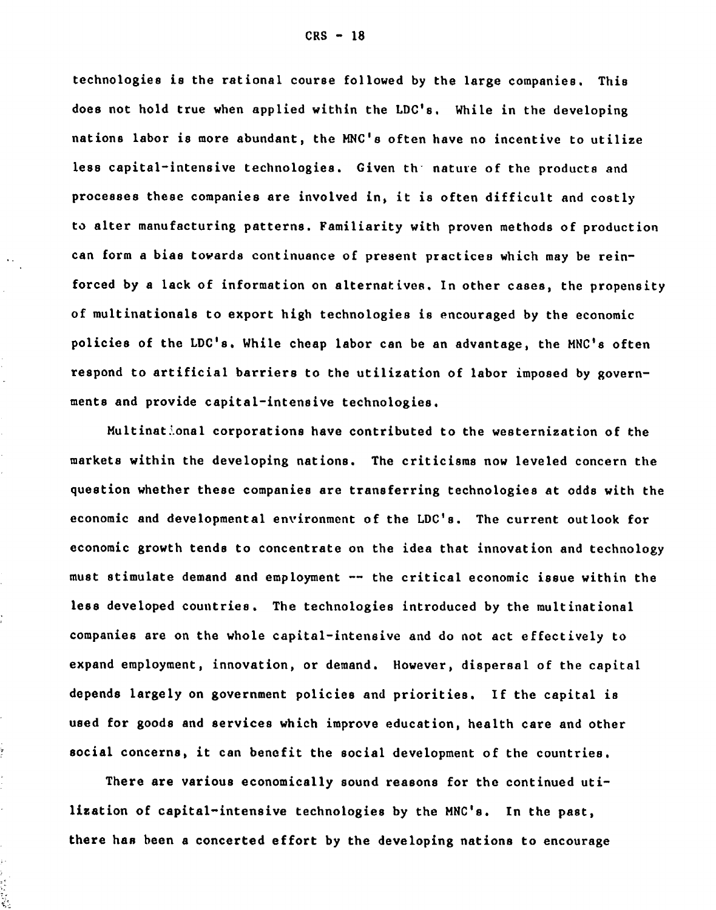technologies is the rational course followed by the large companies. This does not hold true when applied within the LDC's. While in the developing nations labor is more abundant, the MNC's often have no incentive to utilize less capital-intensive technologies. Given the nature of the products and processes these companies are involved in, it is often difficult and costly to alter manufacturing patterns. Familiarity with proven methods of production can form a bias towards continuance of present practices which may be reinforced by a lack of information on alternatives. In other cases, the propensity of multinationals to export high technologies is encouraged by the economic policies of the LDC's. While cheap labor can be an advantage, the MNC's often respond to artificial barriers to the utilization of labor imposed by governments and provide capital-intensive technologies.

Multinational corporations have contributed to the westernization of the markets within the developing nations. The criticisms now leveled concern the question whether these companies are transferring technologies at odds with the economic and developmental environment of the LDC's. The current outlook for economic growth tends to concentrate on the idea that innovation and technology must stimulate demand and employment -- the critical economic issue within the less developed countries. The technologies introduced by the multinational companies are on the whole capital-intensive and do not act effectively to expand employment, innovation, or demand. However, dispersal of the capital depends largely on government policies and priorities. If the capital is used for goods and services which improve education, health care and other social concerns, it can benefit the social development of the countries.

There are various economically sound reasons for the continued utilization of capital-intensive technologies by the MNC's. In the past, there has been a concerted effort by the developing nations to encourage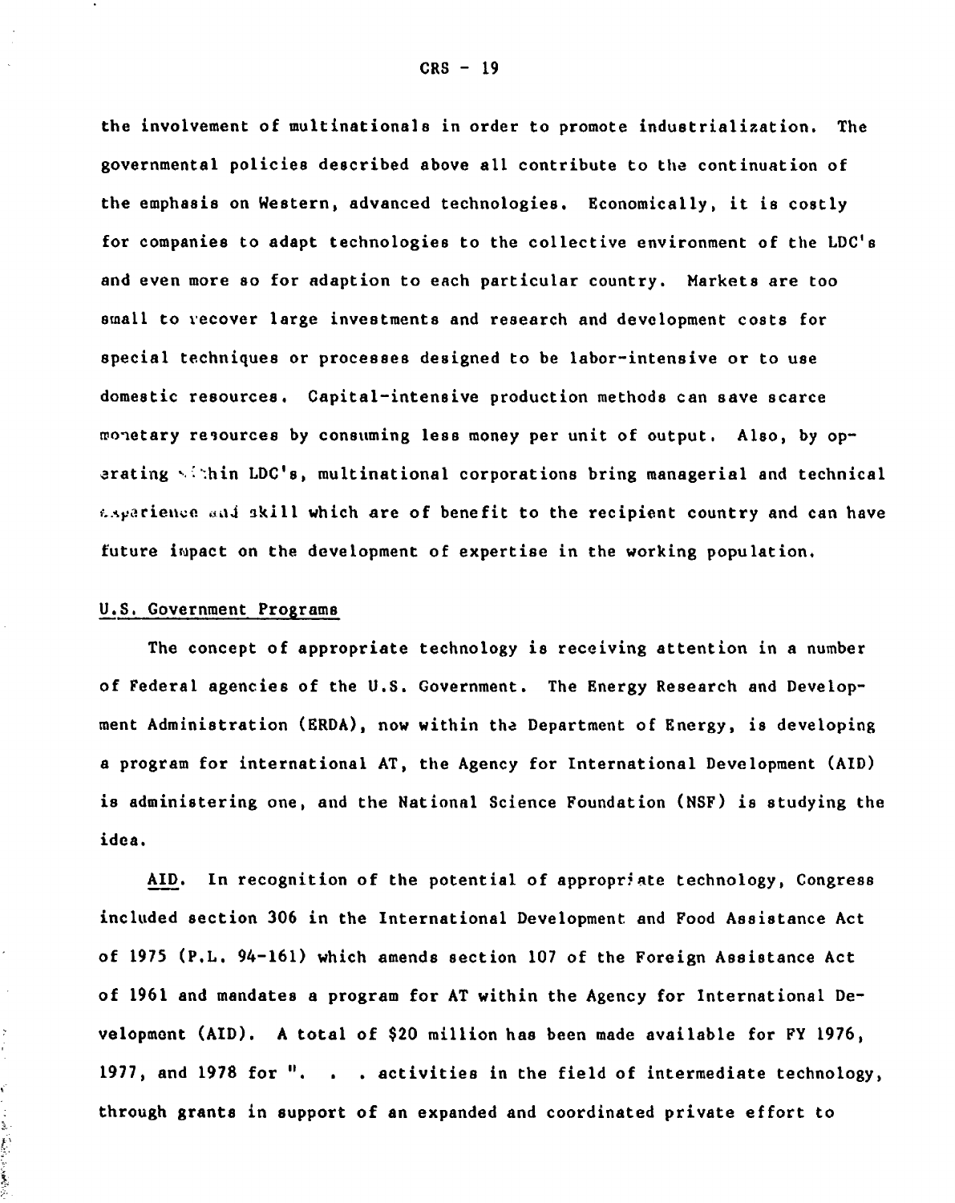the involvement of multinationals in order to promote industrialization. The governmental policies described above all contribute to the continuation of the emphasis on Western, advanced technologies. Economically, it is costly for companies to adapt technologies to the collective environment of the LDC's and even more so for adaption to each particular country. Markets are too small to recover large investments and research and development costs for special techniques or processes designed to be labor-intensive or to use domestic resources. Capital-intensive production methods can save scarce monetary resources by consuming less money per unit of output. Also, by operating within LDC's, multinational corporations bring managerial and technical experience and skill which are of benefit to the recipient country and can have future impact on the development of expertise in the working population.

## U.S. Government Programs

The concept of appropriate technology is receiving attention in a number of Federal agencies of the U.S. Government. The Energy Research and Development Administration (ERDA), now within the Department of Energy, is developing a program for international AT, the Agency for International Development (AID) is administering one, and the National Science Foundation (NSF) is studying the idea.

AID. In recognition of the potential of appropriate technology, Congress included section 306 in the International Development and Food Assistance Act of 1975 (P.L. 94-161) which amends section 107 of the Foreign Assistance Act of 1961 and mandates a program for AT within the Agency for International Development (AID). A total of $20 million has been made available for FY 1976, 1977, and 1978 for ". . . activities in the field of intermediate technology, through grants in support of an expanded and coordinated private effort to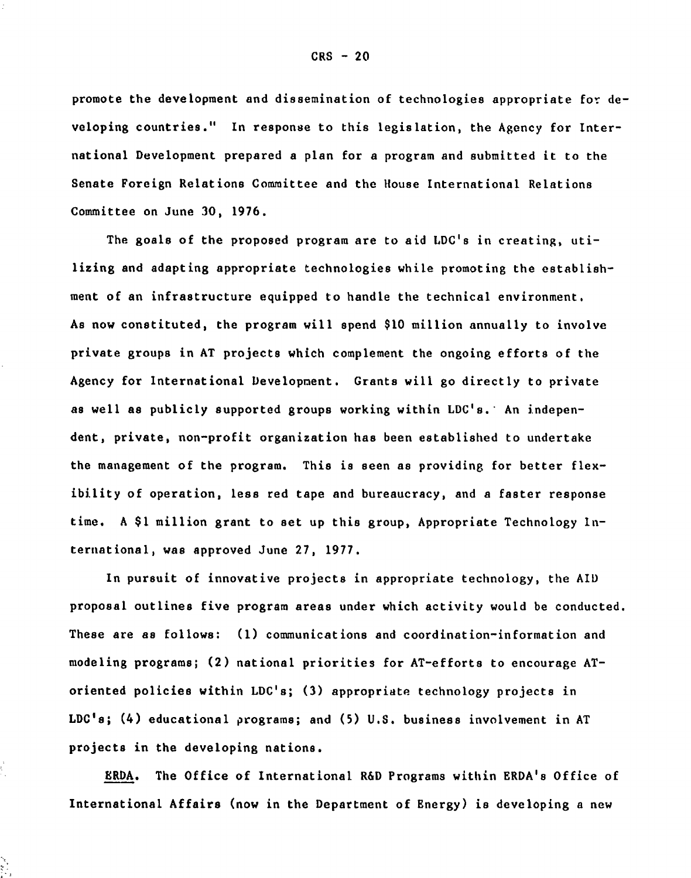promote the development and dissemination of technologies appropriate for developing countries." In response to this legislation, the Agency for International Development prepared a plan for a program and submitted it to the Senate Foreign Relations Committee and the House International Relations Committee on June 30, 1976.

The goals of the proposed program are to aid LDC's in creating, utilizing and adapting appropriate technologies while promoting the establishment of an infrastructure equipped to handle the technical environment. As now constituted, the program will spend $10 million annually to involve private groups in AT projects which complement the ongoing efforts of the Agency for International Development. Grants will go directly to private as well as publicly supported groups working within LDC's. An independent, private, non-profit organization has been established to undertake the management of the program. This is seen as providing for better flexibility of operation, less red tape and bureaucracy, and a faster response time. A $1 million grant to set up this group, Appropriate Technology International, was approved June 27, 1977.

In pursuit of innovative projects in appropriate technology, the AID proposal outlines five program areas under which activity would be conducted. These are as follows: (1) communications and coordination-information and modeling programs; (2) national priorities for AT-efforts to encourage AT-oriented policies within LDC's; (3) appropriate technology projects in LDC's; (4) educational programs; and (5) U.S. business involvement in AT projects in the developing nations.

ERDA. The Office of International R&D Programs within ERDA's Office of International Affairs (now in the Department of Energy) is developing a new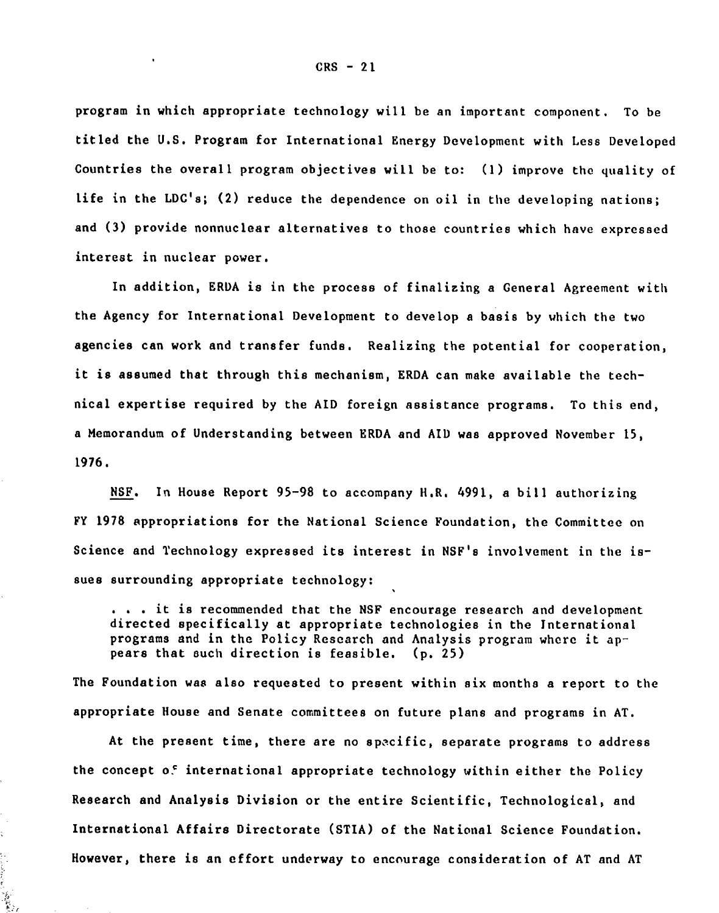program in which appropriate technology will be an important component. To be titled the U.S. Program for International Energy Development with Less Developed Countries the overall program objectives will be to: (1) improve the quality of life in the LDC's; (2) reduce the dependence on oil in the developing nations; and (3) provide nonnuclear alternatives to those countries which have expressed interest in nuclear power.

In addition, ERDA is in the process of finalizing a General Agreement with the Agency for International Development to develop a basis by which the two agencies can work and transfer funds. Realizing the potential for cooperation, it is assumed that through this mechanism, ERDA can make available the technical expertise required by the AID foreign assistance programs. To this end, a Memorandum of Understanding between ERDA and AID was approved November 15, 1976.

<u>NSF</u>. In House Report 95-98 to accompany H.R. 4991, a bill authorizing FY 1978 appropriations for the National Science Foundation, the Committee on Science and Technology expressed its interest in NSF's involvement in the issues surrounding appropriate technology:

> . . . it is recommended that the NSF encourage research and development directed specifically at appropriate technologies in the International programs and in the Policy Research and Analysis program where it appears that such direction is feasible. (p. 25)

The Foundation was also requested to present within six months a report to the appropriate House and Senate committees on future plans and programs in AT.

At the present time, there are no specific, separate programs to address the concept of international appropriate technology within either the Policy Research and Analysis Division or the entire Scientific, Technological, and International Affairs Directorate (STIA) of the National Science Foundation. However, there is an effort underway to encourage consideration of AT and AT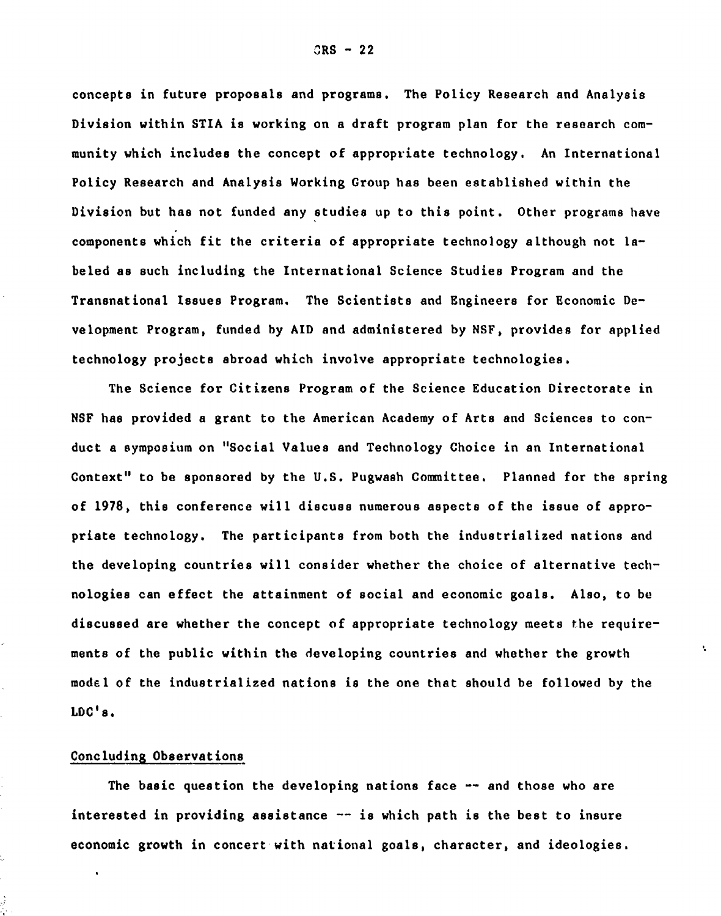concepts in future proposals and programs. The Policy Research and Analysis Division within STIA is working on a draft program plan for the research community which includes the concept of appropriate technology. An International Policy Research and Analysis Working Group has been established within the Division but has not funded any studies up to this point. Other programs have components which fit the criteria of appropriate technology although not labeled as such including the International Science Studies Program and the Transnational Issues Program. The Scientists and Engineers for Economic Development Program, funded by AID and administered by NSF, provides for applied technology projects abroad which involve appropriate technologies.

The Science for Citizens Program of the Science Education Directorate in NSF has provided a grant to the American Academy of Arts and Sciences to conduct a symposium on "Social Values and Technology Choice in an International Context" to be sponsored by the U.S. Pugwash Committee. Planned for the spring of 1978, this conference will discuss numerous aspects of the issue of appropriate technology. The participants from both the industrialized nations and the developing countries will consider whether the choice of alternative technologies can effect the attainment of social and economic goals. Also, to be discussed are whether the concept of appropriate technology meets the requirements of the public within the developing countries and whether the growth model of the industrialized nations is the one that should be followed by the LDC's.

## Concluding Observations

The basic question the developing nations face -- and those who are interested in providing assistance -- is which path is the best to insure economic growth in concert with national goals, character, and ideologies.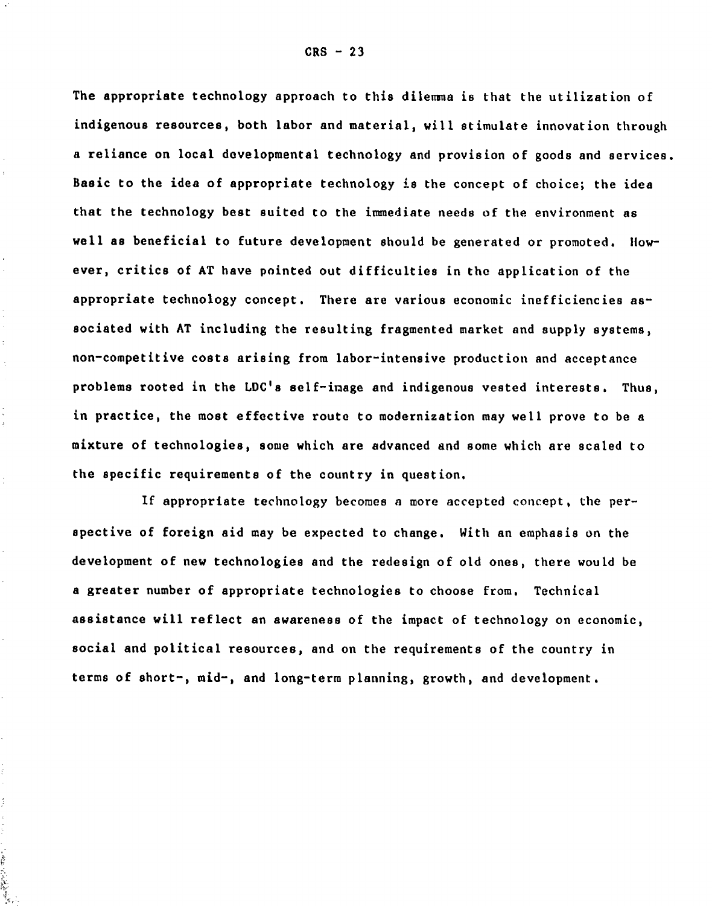The appropriate technology approach to this dilemma is that the utilization of indigenous resources, both labor and material, will stimulate innovation through a reliance on local developmental technology and provision of goods and services. Basic to the idea of appropriate technology is the concept of choice; the idea that the technology best suited to the immediate needs of the environment as well as beneficial to future development should be generated or promoted. However, critics of AT have pointed out difficulties in the application of the appropriate technology concept. There are various economic inefficiencies associated with AT including the resulting fragmented market and supply systems, non-competitive costs arising from labor-intensive production and acceptance problems rooted in the LDC's self-image and indigenous vested interests. Thus, in practice, the most effective route to modernization may well prove to be a mixture of technologies, some which are advanced and some which are scaled to the specific requirements of the country in question.

If appropriate technology becomes a more accepted concept, the perspective of foreign aid may be expected to change. With an emphasis on the development of new technologies and the redesign of old ones, there would be a greater number of appropriate technologies to choose from. Technical assistance will reflect an awareness of the impact of technology on economic, social and political resources, and on the requirements of the country in terms of short-, mid-, and long-term planning, growth, and development.